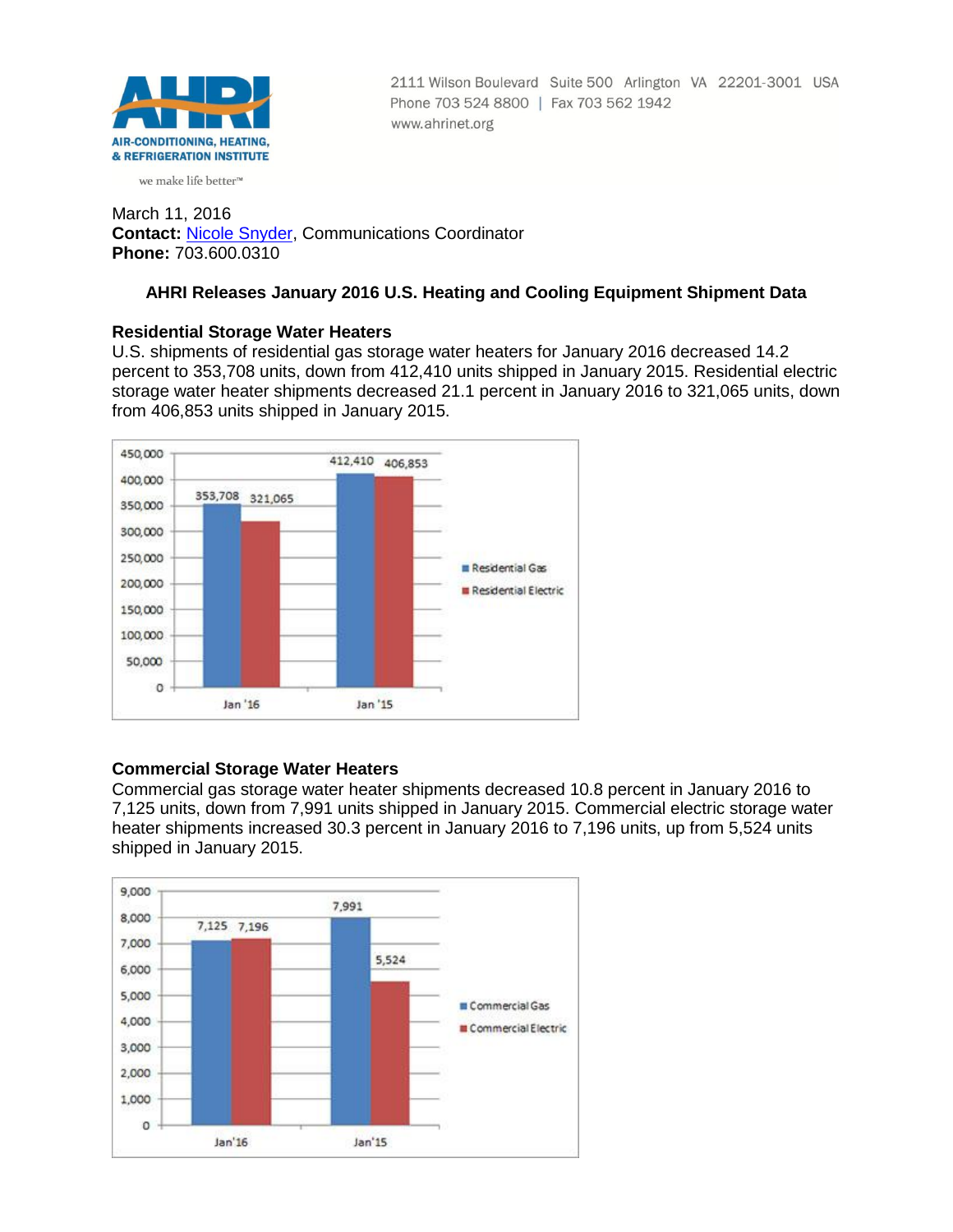AIR-CONDITIONING, HEATING, & REFRIGERATION INSTITUTE

we make life better™

2111 Wilson Boulevard Suite 500 Arlington VA 22201-3001 USA
Phone 703 524 8800 | Fax 703 562 1942
www.ahrinet.org

March 11, 2016
**Contact:** Nicole Snyder, Communications Coordinator
**Phone:** 703.600.0310

## AHRI Releases January 2016 U.S. Heating and Cooling Equipment Shipment Data

### Residential Storage Water Heaters

U.S. shipments of residential gas storage water heaters for January 2016 decreased 14.2 percent to 353,708 units, down from 412,410 units shipped in January 2015. Residential electric storage water heater shipments decreased 21.1 percent in January 2016 to 321,065 units, down from 406,853 units shipped in January 2015.

| | Residential Gas | Residential Electric |
|---|---|---|
| Jan '16 | 353,708 | 321,065 |
| Jan '15 | 412,410 | 406,853 |

### Commercial Storage Water Heaters

Commercial gas storage water heater shipments decreased 10.8 percent in January 2016 to 7,125 units, down from 7,991 units shipped in January 2015. Commercial electric storage water heater shipments increased 30.3 percent in January 2016 to 7,196 units, up from 5,524 units shipped in January 2015.

| | Commercial Gas | Commercial Electric |
|---|---|---|
| Jan'16 | 7,125 | 7,196 |
| Jan'15 | 7,991 | 5,524 |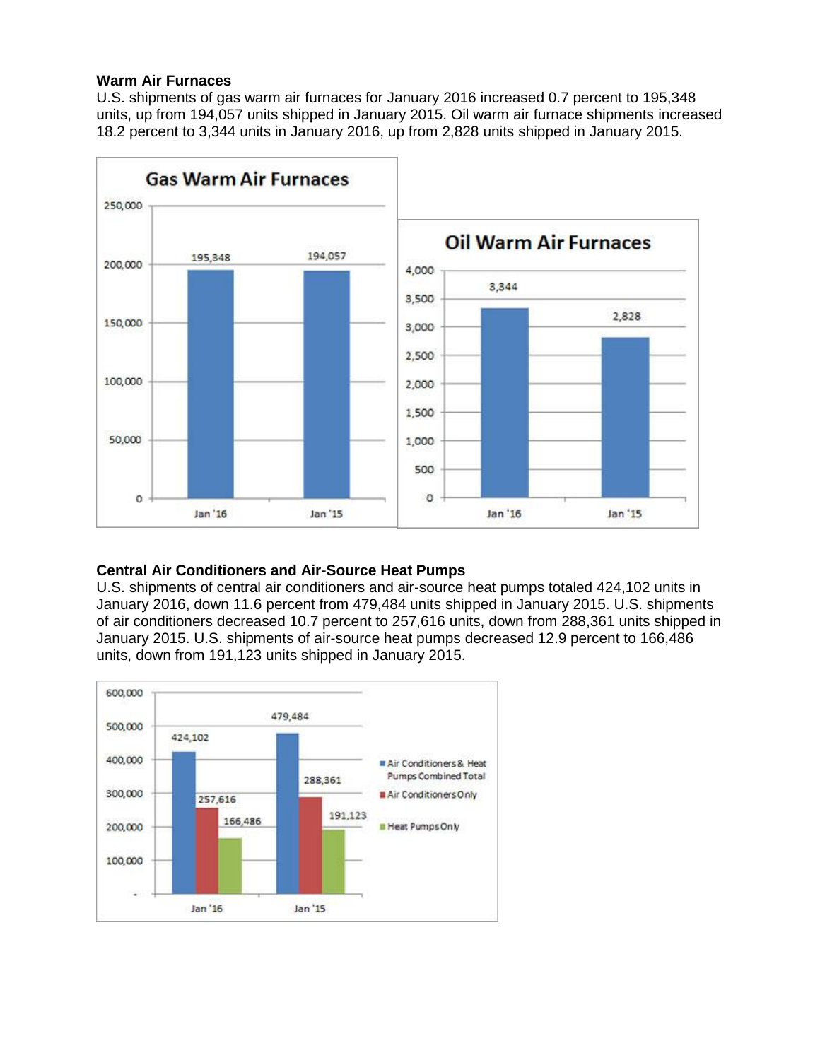**Warm Air Furnaces**

U.S. shipments of gas warm air furnaces for January 2016 increased 0.7 percent to 195,348 units, up from 194,057 units shipped in January 2015. Oil warm air furnace shipments increased 18.2 percent to 3,344 units in January 2016, up from 2,828 units shipped in January 2015.

**Gas Warm Air Furnaces**

| | Jan '16 | Jan '15 |
|---|---|---|
| Gas Warm Air Furnaces | 195,348 | 194,057 |

**Oil Warm Air Furnaces**

| | Jan '16 | Jan '15 |
|---|---|---|
| Oil Warm Air Furnaces | 3,344 | 2,828 |

**Central Air Conditioners and Air-Source Heat Pumps**

U.S. shipments of central air conditioners and air-source heat pumps totaled 424,102 units in January 2016, down 11.6 percent from 479,484 units shipped in January 2015. U.S. shipments of air conditioners decreased 10.7 percent to 257,616 units, down from 288,361 units shipped in January 2015. U.S. shipments of air-source heat pumps decreased 12.9 percent to 166,486 units, down from 191,123 units shipped in January 2015.

| | Jan '16 | Jan '15 |
|---|---|---|
| Air Conditioners & Heat Pumps Combined Total | 424,102 | 479,484 |
| Air Conditioners Only | 257,616 | 288,361 |
| Heat Pumps Only | 166,486 | 191,123 |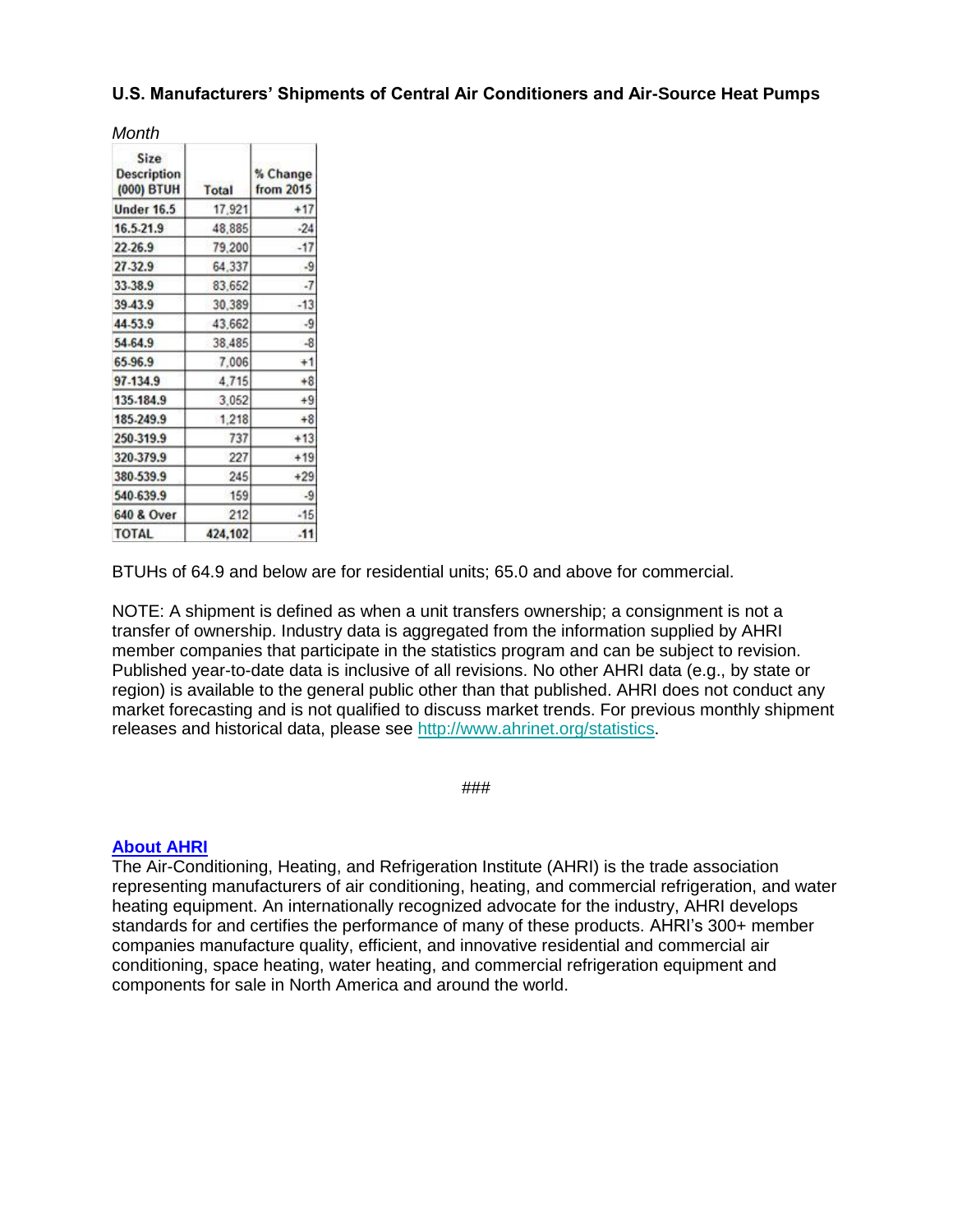**U.S. Manufacturers' Shipments of Central Air Conditioners and Air-Source Heat Pumps**

*Month*

| Size Description (000) BTUH | Total | % Change from 2015 |
|---|---|---|
| Under 16.5 | 17,921 | +17 |
| 16.5-21.9 | 48,885 | -24 |
| 22-26.9 | 79,200 | -17 |
| 27-32.9 | 64,337 | -9 |
| 33-38.9 | 83,652 | -7 |
| 39-43.9 | 30,389 | -13 |
| 44-53.9 | 43,662 | -9 |
| 54-64.9 | 38,485 | -8 |
| 65-96.9 | 7,006 | +1 |
| 97-134.9 | 4,715 | +8 |
| 135-184.9 | 3,052 | +9 |
| 185-249.9 | 1,218 | +8 |
| 250-319.9 | 737 | +13 |
| 320-379.9 | 227 | +19 |
| 380-539.9 | 245 | +29 |
| 540-639.9 | 159 | -9 |
| 640 & Over | 212 | -15 |
| TOTAL | 424,102 | -11 |

BTUHs of 64.9 and below are for residential units; 65.0 and above for commercial.

NOTE: A shipment is defined as when a unit transfers ownership; a consignment is not a transfer of ownership. Industry data is aggregated from the information supplied by AHRI member companies that participate in the statistics program and can be subject to revision. Published year-to-date data is inclusive of all revisions. No other AHRI data (e.g., by state or region) is available to the general public other than that published. AHRI does not conduct any market forecasting and is not qualified to discuss market trends. For previous monthly shipment releases and historical data, please see http://www.ahrinet.org/statistics.

###

**About AHRI**

The Air-Conditioning, Heating, and Refrigeration Institute (AHRI) is the trade association representing manufacturers of air conditioning, heating, and commercial refrigeration, and water heating equipment. An internationally recognized advocate for the industry, AHRI develops standards for and certifies the performance of many of these products. AHRI's 300+ member companies manufacture quality, efficient, and innovative residential and commercial air conditioning, space heating, water heating, and commercial refrigeration equipment and components for sale in North America and around the world.